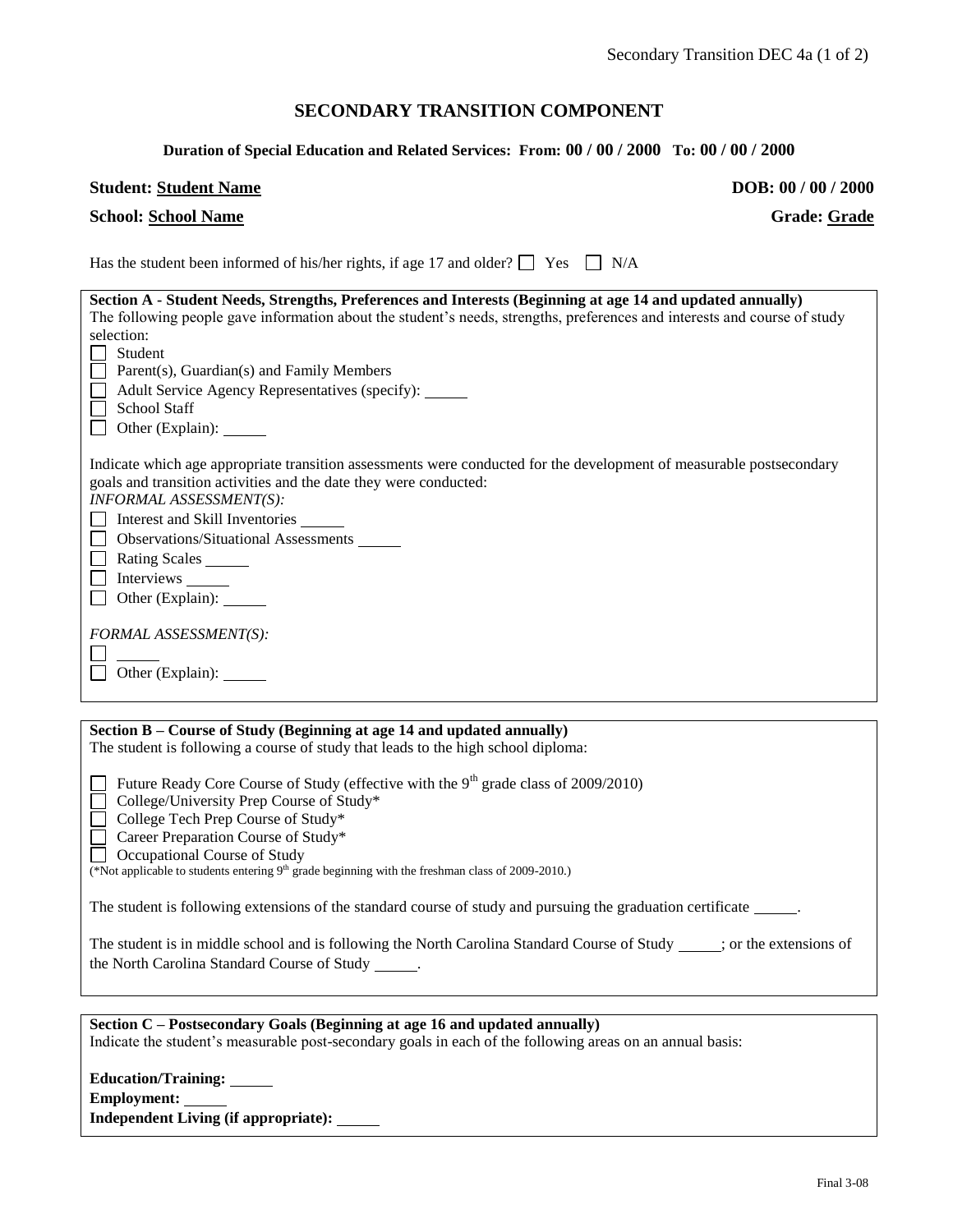# SECONDARY TRANSITION COMPONENT

**Duration of Special Education and Related Services: From: 00 / 00 / 2000 To: 00 / 00 / 2000**

**Student: Student Name** **DOB: 00 / 00 / 2000**

**School: School Name** **Grade: Grade**

Has the student been informed of his/her rights, if age 17 and older? ☐ Yes ☐ N/A

**Section A - Student Needs, Strengths, Preferences and Interests (Beginning at age 14 and updated annually)**

The following people gave information about the student's needs, strengths, preferences and interests and course of study selection:

- ☐ Student
- ☐ Parent(s), Guardian(s) and Family Members
- ☐ Adult Service Agency Representatives (specify): _____
- ☐ School Staff
- ☐ Other (Explain): _____

Indicate which age appropriate transition assessments were conducted for the development of measurable postsecondary goals and transition activities and the date they were conducted:

*INFORMAL ASSESSMENT(S):*

- ☐ Interest and Skill Inventories _____
- ☐ Observations/Situational Assessments _____
- ☐ Rating Scales _____
- ☐ Interviews _____
- ☐ Other (Explain): _____

*FORMAL ASSESSMENT(S):*

- ☐ _____
- ☐ Other (Explain): _____

**Section B – Course of Study (Beginning at age 14 and updated annually)**

The student is following a course of study that leads to the high school diploma:

- ☐ Future Ready Core Course of Study (effective with the 9th grade class of 2009/2010)
- ☐ College/University Prep Course of Study*
- ☐ College Tech Prep Course of Study*
- ☐ Career Preparation Course of Study*
- ☐ Occupational Course of Study

(*Not applicable to students entering 9th grade beginning with the freshman class of 2009-2010.)

The student is following extensions of the standard course of study and pursuing the graduation certificate _____.

The student is in middle school and is following the North Carolina Standard Course of Study _____; or the extensions of the North Carolina Standard Course of Study _____.

**Section C – Postsecondary Goals (Beginning at age 16 and updated annually)**

Indicate the student's measurable post-secondary goals in each of the following areas on an annual basis:

**Education/Training:** _____

**Employment:** _____

**Independent Living (if appropriate):** _____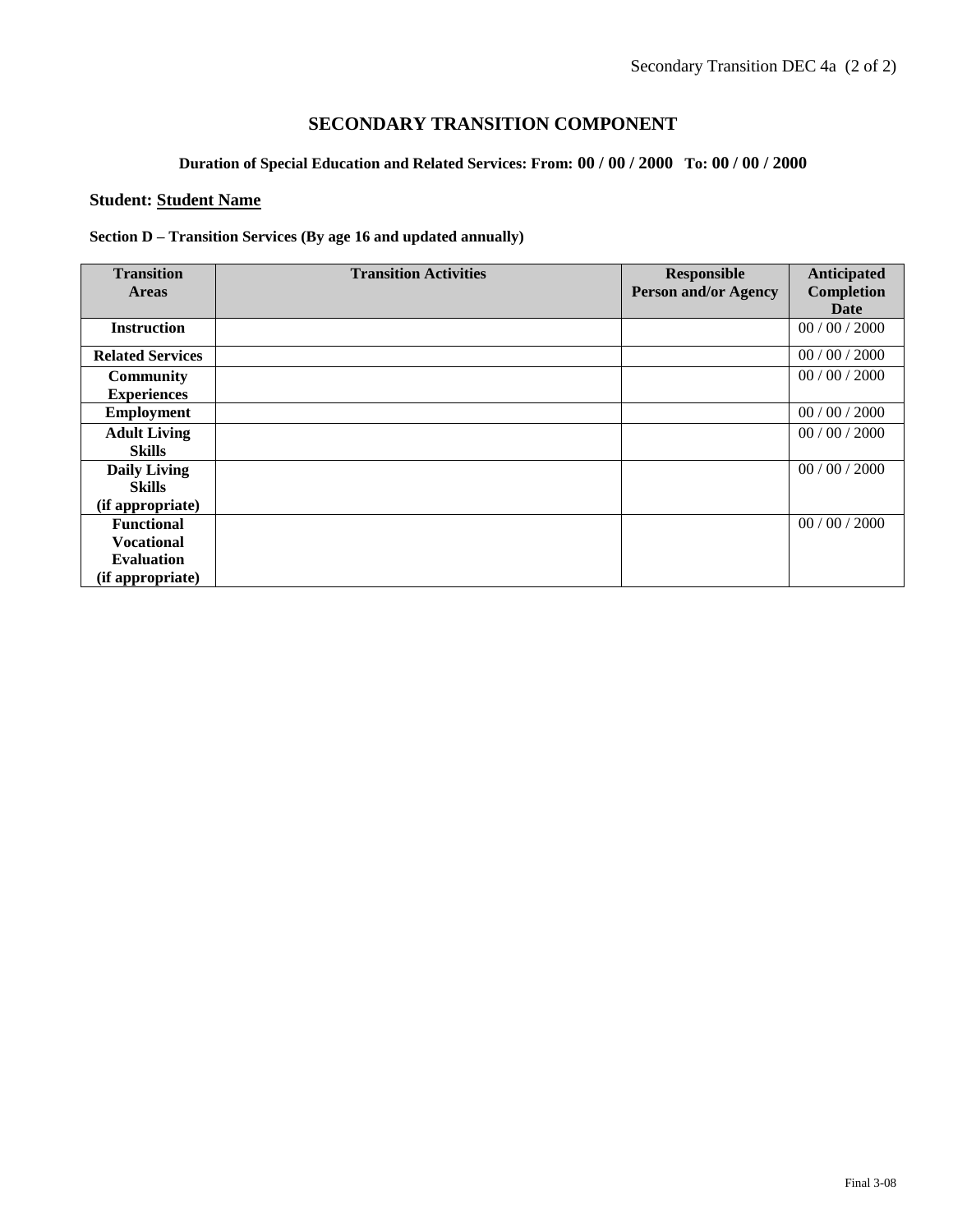# SECONDARY TRANSITION COMPONENT

**Duration of Special Education and Related Services: From: 00 / 00 / 2000 To: 00 / 00 / 2000**

**Student: Student Name**

**Section D – Transition Services (By age 16 and updated annually)**

| Transition Areas | Transition Activities | Responsible Person and/or Agency | Anticipated Completion Date |
|---|---|---|---|
| **Instruction** | | | 00 / 00 / 2000 |
| **Related Services** | | | 00 / 00 / 2000 |
| **Community Experiences** | | | 00 / 00 / 2000 |
| **Employment** | | | 00 / 00 / 2000 |
| **Adult Living Skills** | | | 00 / 00 / 2000 |
| **Daily Living Skills (if appropriate)** | | | 00 / 00 / 2000 |
| **Functional Vocational Evaluation (if appropriate)** | | | 00 / 00 / 2000 |

Final 3-08